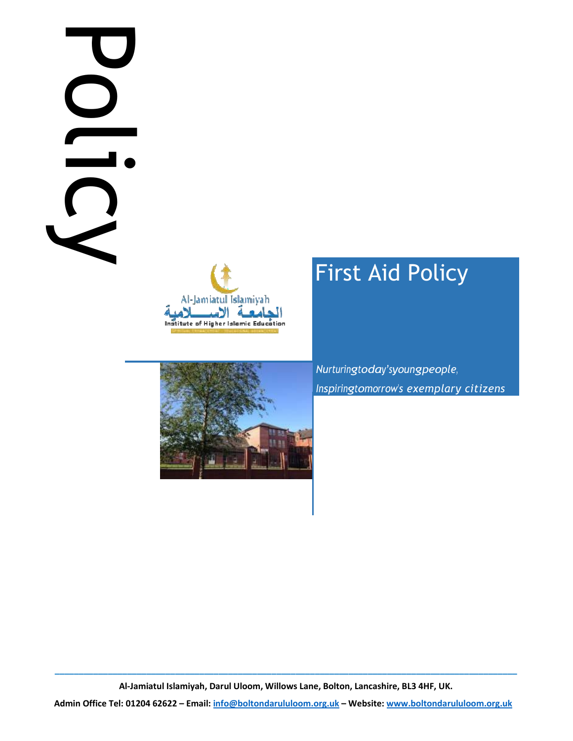Policy

Al-Jamiatul Islamiyah

الجامعة الإسلامية

Institute of Higher Islamic Education

# First Aid Policy

*Nurturing today's young people,*
*Inspiring tomorrow's exemplary citizens*

**Al-Jamiatul Islamiyah, Darul Uloom, Willows Lane, Bolton, Lancashire, BL3 4HF, UK.**

**Admin Office Tel: 01204 62622 – Email: info@boltondarululoom.org.uk – Website: www.boltondarululoom.org.uk**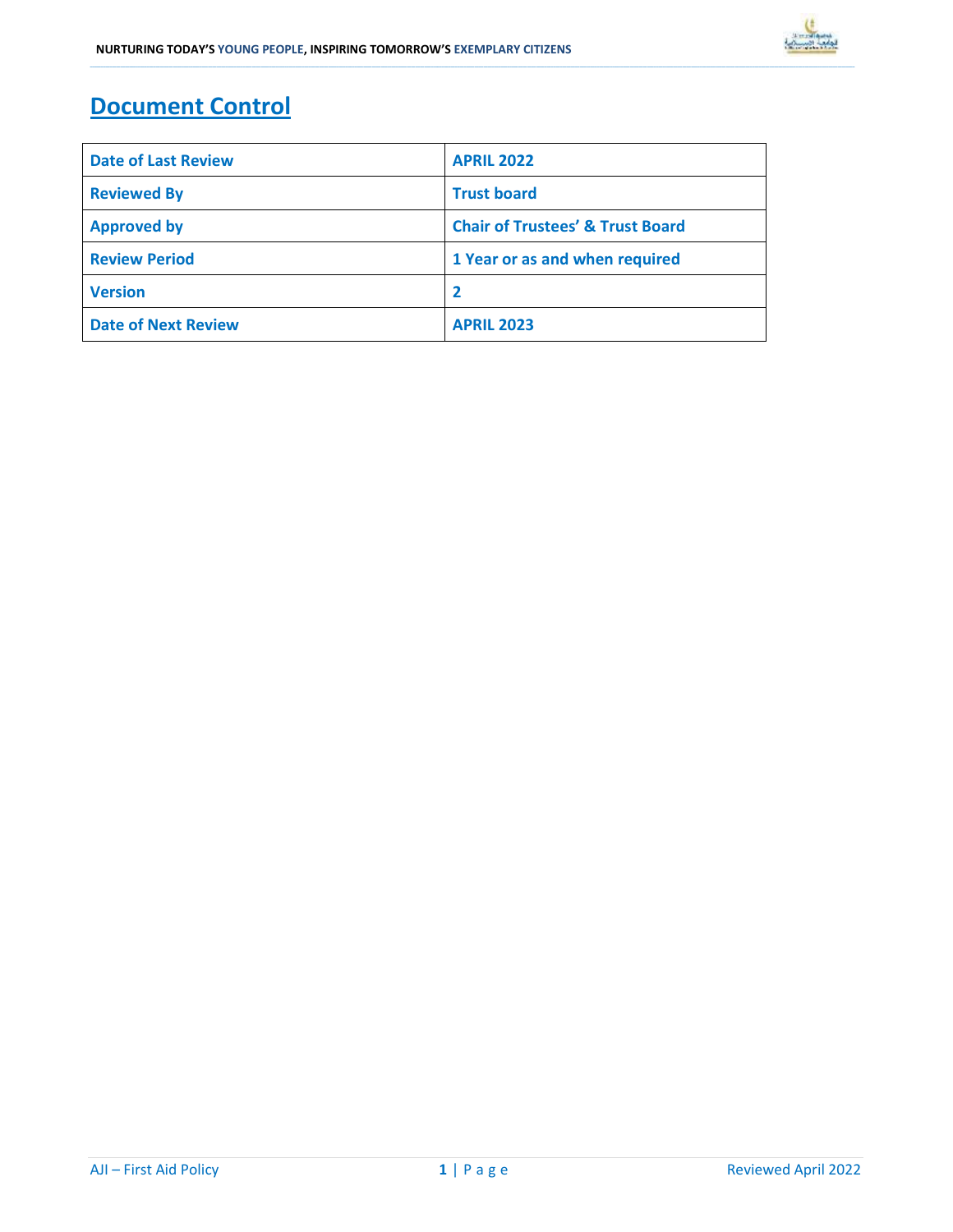# Document Control

| Date of Last Review | APRIL 2022 |
|---|---|
| Reviewed By | Trust board |
| Approved by | Chair of Trustees' & Trust Board |
| Review Period | 1 Year or as and when required |
| Version | 2 |
| Date of Next Review | APRIL 2023 |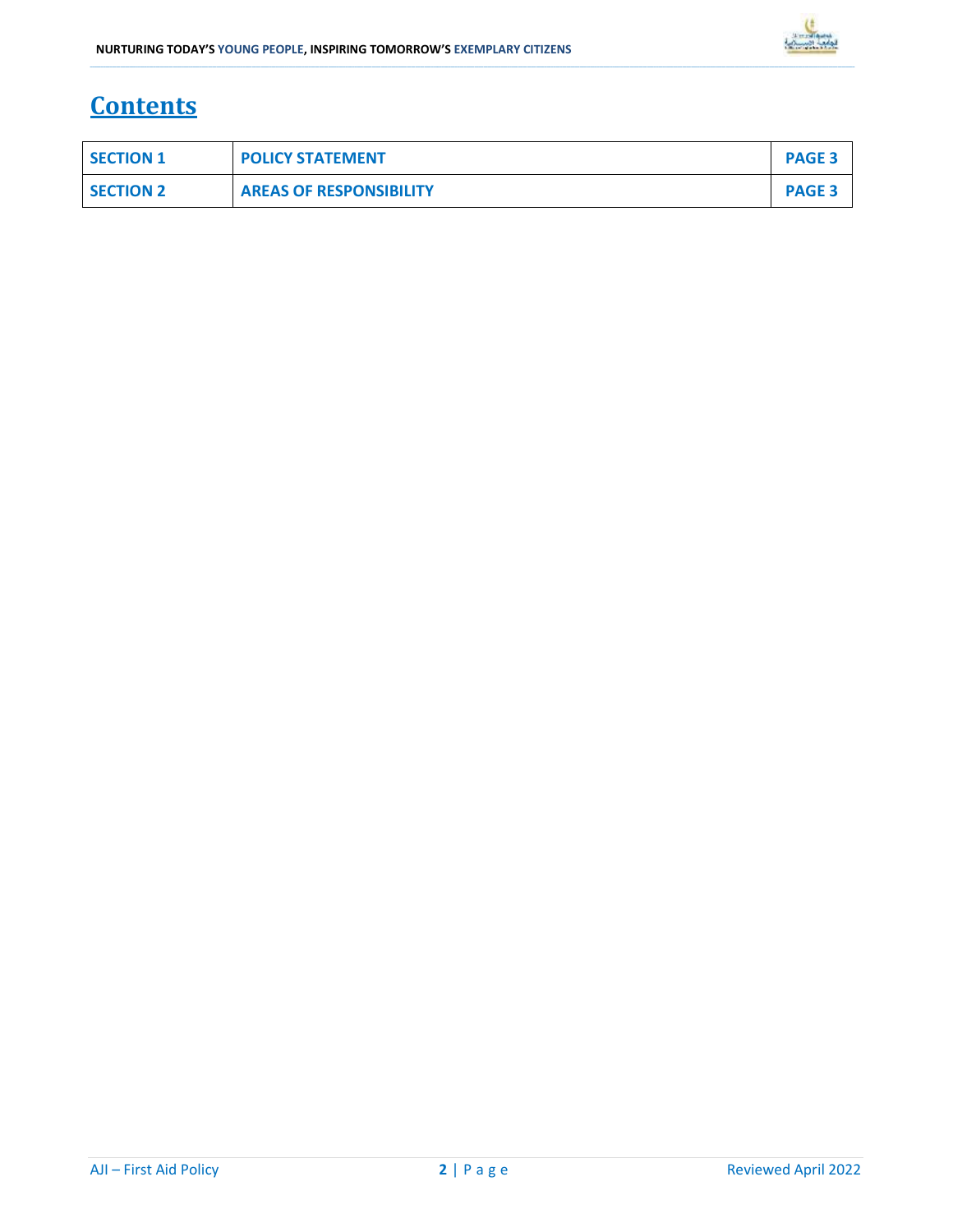# Contents

| SECTION 1 | POLICY STATEMENT | PAGE 3 |
|---|---|---|
| SECTION 2 | AREAS OF RESPONSIBILITY | PAGE 3 |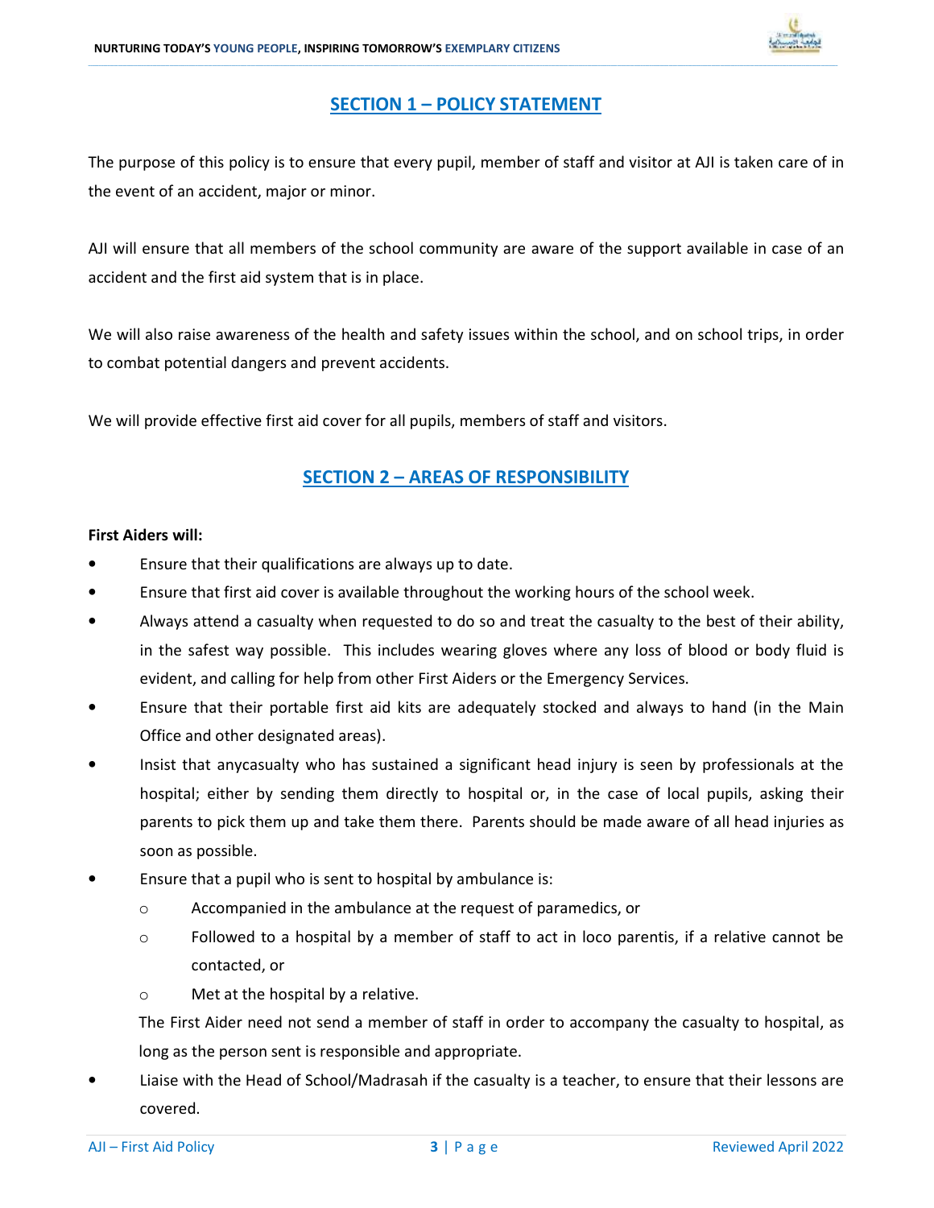## SECTION 1 – POLICY STATEMENT

The purpose of this policy is to ensure that every pupil, member of staff and visitor at AJI is taken care of in the event of an accident, major or minor.

AJI will ensure that all members of the school community are aware of the support available in case of an accident and the first aid system that is in place.

We will also raise awareness of the health and safety issues within the school, and on school trips, in order to combat potential dangers and prevent accidents.

We will provide effective first aid cover for all pupils, members of staff and visitors.

## SECTION 2 – AREAS OF RESPONSIBILITY

**First Aiders will:**

- Ensure that their qualifications are always up to date.
- Ensure that first aid cover is available throughout the working hours of the school week.
- Always attend a casualty when requested to do so and treat the casualty to the best of their ability, in the safest way possible. This includes wearing gloves where any loss of blood or body fluid is evident, and calling for help from other First Aiders or the Emergency Services.
- Ensure that their portable first aid kits are adequately stocked and always to hand (in the Main Office and other designated areas).
- Insist that anycasualty who has sustained a significant head injury is seen by professionals at the hospital; either by sending them directly to hospital or, in the case of local pupils, asking their parents to pick them up and take them there. Parents should be made aware of all head injuries as soon as possible.
- Ensure that a pupil who is sent to hospital by ambulance is:
  - Accompanied in the ambulance at the request of paramedics, or
  - Followed to a hospital by a member of staff to act in loco parentis, if a relative cannot be contacted, or
  - Met at the hospital by a relative.

  The First Aider need not send a member of staff in order to accompany the casualty to hospital, as long as the person sent is responsible and appropriate.
- Liaise with the Head of School/Madrasah if the casualty is a teacher, to ensure that their lessons are covered.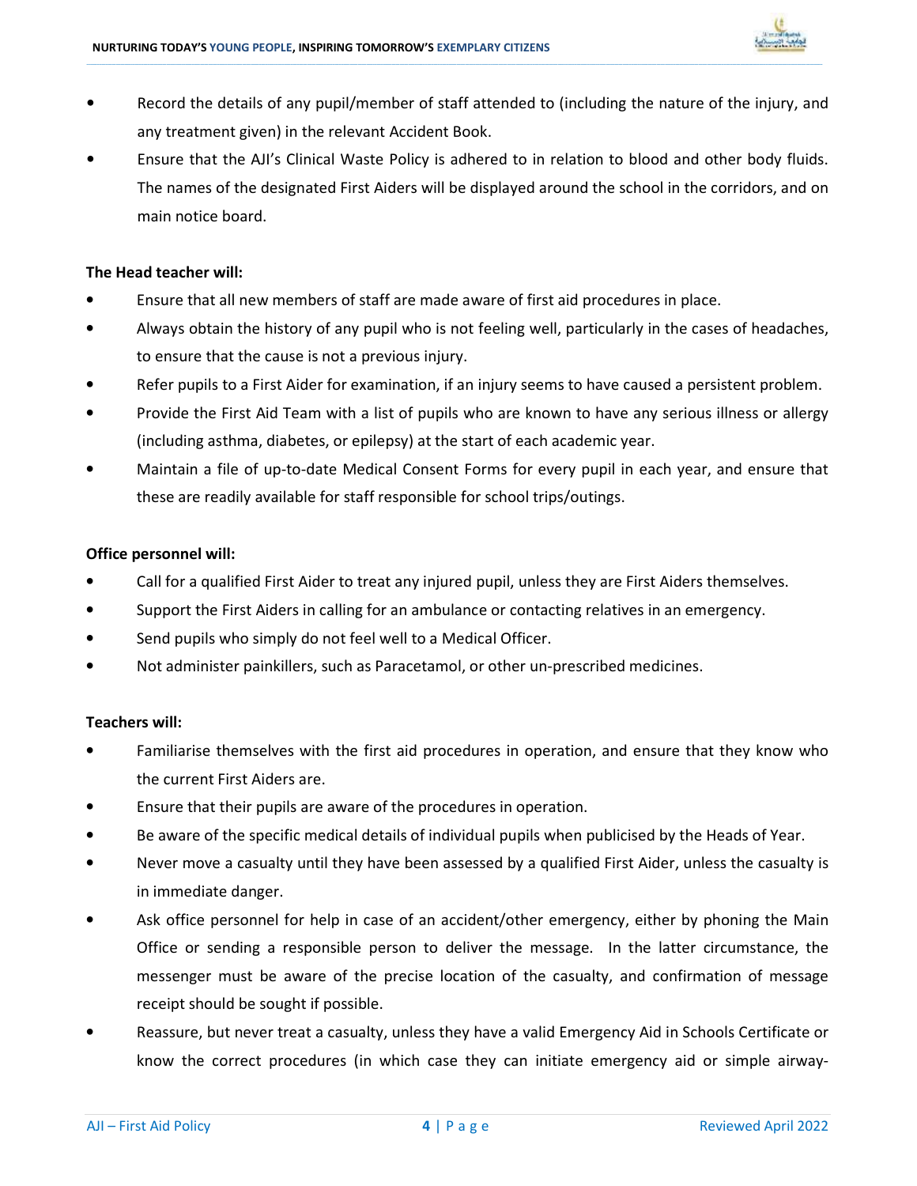- Record the details of any pupil/member of staff attended to (including the nature of the injury, and any treatment given) in the relevant Accident Book.
- Ensure that the AJI's Clinical Waste Policy is adhered to in relation to blood and other body fluids. The names of the designated First Aiders will be displayed around the school in the corridors, and on main notice board.

**The Head teacher will:**

- Ensure that all new members of staff are made aware of first aid procedures in place.
- Always obtain the history of any pupil who is not feeling well, particularly in the cases of headaches, to ensure that the cause is not a previous injury.
- Refer pupils to a First Aider for examination, if an injury seems to have caused a persistent problem.
- Provide the First Aid Team with a list of pupils who are known to have any serious illness or allergy (including asthma, diabetes, or epilepsy) at the start of each academic year.
- Maintain a file of up-to-date Medical Consent Forms for every pupil in each year, and ensure that these are readily available for staff responsible for school trips/outings.

**Office personnel will:**

- Call for a qualified First Aider to treat any injured pupil, unless they are First Aiders themselves.
- Support the First Aiders in calling for an ambulance or contacting relatives in an emergency.
- Send pupils who simply do not feel well to a Medical Officer.
- Not administer painkillers, such as Paracetamol, or other un-prescribed medicines.

**Teachers will:**

- Familiarise themselves with the first aid procedures in operation, and ensure that they know who the current First Aiders are.
- Ensure that their pupils are aware of the procedures in operation.
- Be aware of the specific medical details of individual pupils when publicised by the Heads of Year.
- Never move a casualty until they have been assessed by a qualified First Aider, unless the casualty is in immediate danger.
- Ask office personnel for help in case of an accident/other emergency, either by phoning the Main Office or sending a responsible person to deliver the message. In the latter circumstance, the messenger must be aware of the precise location of the casualty, and confirmation of message receipt should be sought if possible.
- Reassure, but never treat a casualty, unless they have a valid Emergency Aid in Schools Certificate or know the correct procedures (in which case they can initiate emergency aid or simple airway-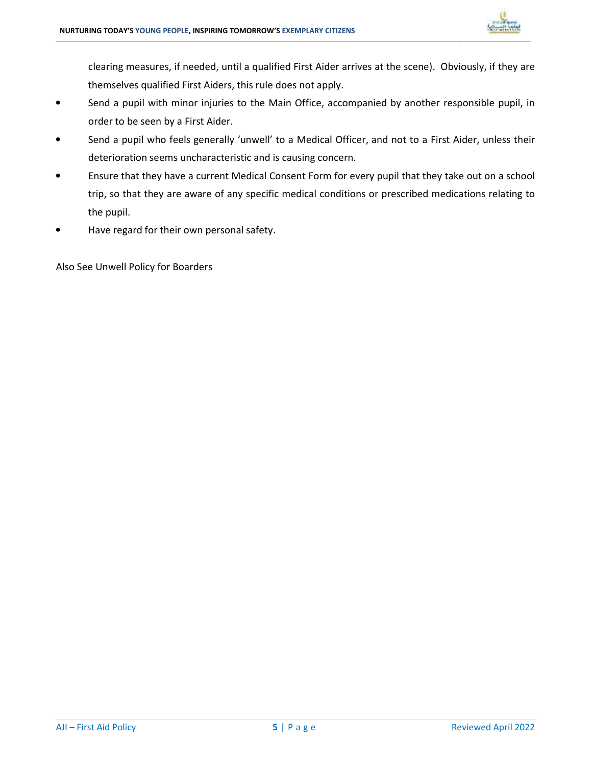clearing measures, if needed, until a qualified First Aider arrives at the scene). Obviously, if they are themselves qualified First Aiders, this rule does not apply.

- Send a pupil with minor injuries to the Main Office, accompanied by another responsible pupil, in order to be seen by a First Aider.
- Send a pupil who feels generally 'unwell' to a Medical Officer, and not to a First Aider, unless their deterioration seems uncharacteristic and is causing concern.
- Ensure that they have a current Medical Consent Form for every pupil that they take out on a school trip, so that they are aware of any specific medical conditions or prescribed medications relating to the pupil.
- Have regard for their own personal safety.

Also See Unwell Policy for Boarders